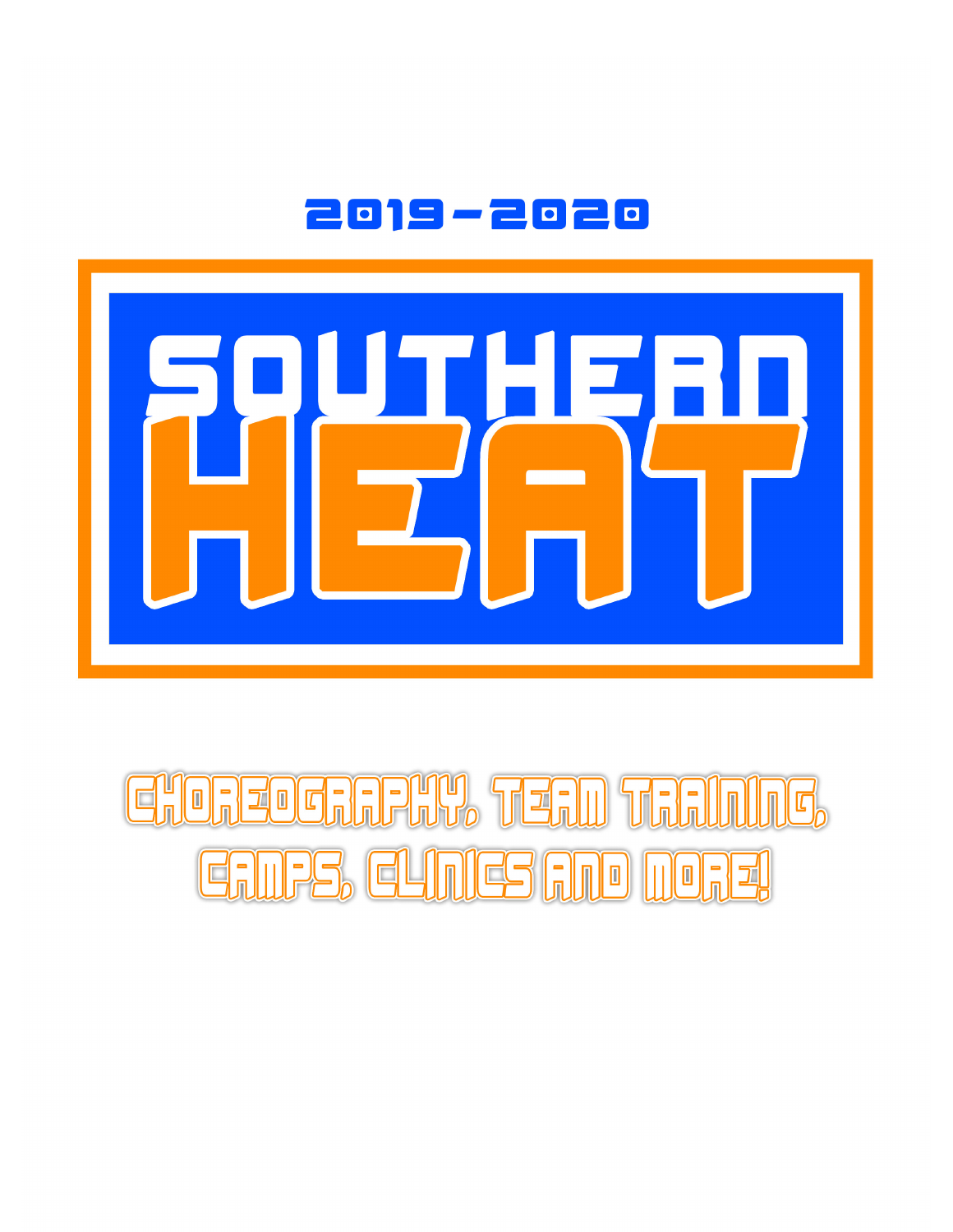2019-2020

# SOUTHERN HEAT

## CHOREOGRAPHY, TEAM TRAINING, CAMPS, CLINICS AND MORE!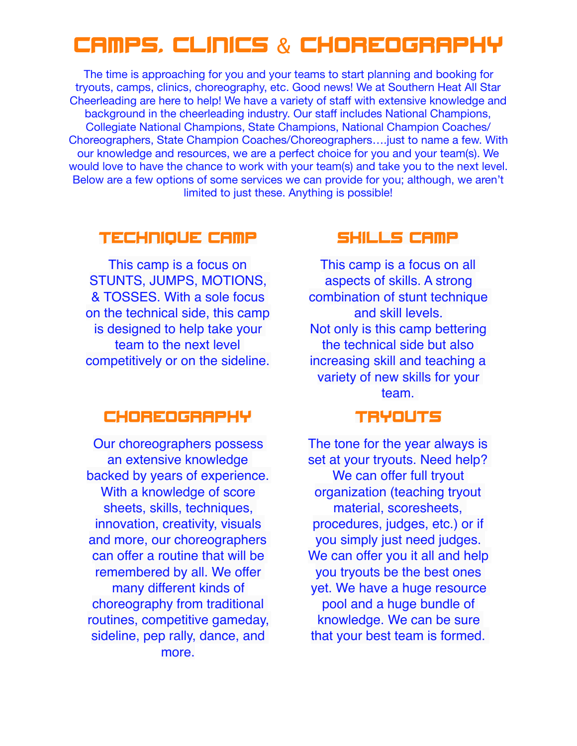# CAMPS, CLINICS & CHOREOGRAPHY

The time is approaching for you and your teams to start planning and booking for tryouts, camps, clinics, choreography, etc. Good news! We at Southern Heat All Star Cheerleading are here to help! We have a variety of staff with extensive knowledge and background in the cheerleading industry. Our staff includes National Champions, Collegiate National Champions, State Champions, National Champion Coaches/ Choreographers, State Champion Coaches/Choreographers….just to name a few. With our knowledge and resources, we are a perfect choice for you and your team(s). We would love to have the chance to work with your team(s) and take you to the next level. Below are a few options of some services we can provide for you; although, we aren't limited to just these. Anything is possible!

## TECHNIQUE CAMP

This camp is a focus on STUNTS, JUMPS, MOTIONS, & TOSSES. With a sole focus on the technical side, this camp is designed to help take your team to the next level competitively or on the sideline.

## SKILLS CAMP

This camp is a focus on all aspects of skills. A strong combination of stunt technique and skill levels. Not only is this camp bettering the technical side but also increasing skill and teaching a variety of new skills for your team.

## CHOREOGRAPHY

Our choreographers possess an extensive knowledge backed by years of experience. With a knowledge of score sheets, skills, techniques, innovation, creativity, visuals and more, our choreographers can offer a routine that will be remembered by all. We offer many different kinds of choreography from traditional routines, competitive gameday, sideline, pep rally, dance, and more.

## TRYOUTS

The tone for the year always is set at your tryouts. Need help? We can offer full tryout organization (teaching tryout material, scoresheets, procedures, judges, etc.) or if you simply just need judges. We can offer you it all and help you tryouts be the best ones yet. We have a huge resource pool and a huge bundle of knowledge. We can be sure that your best team is formed.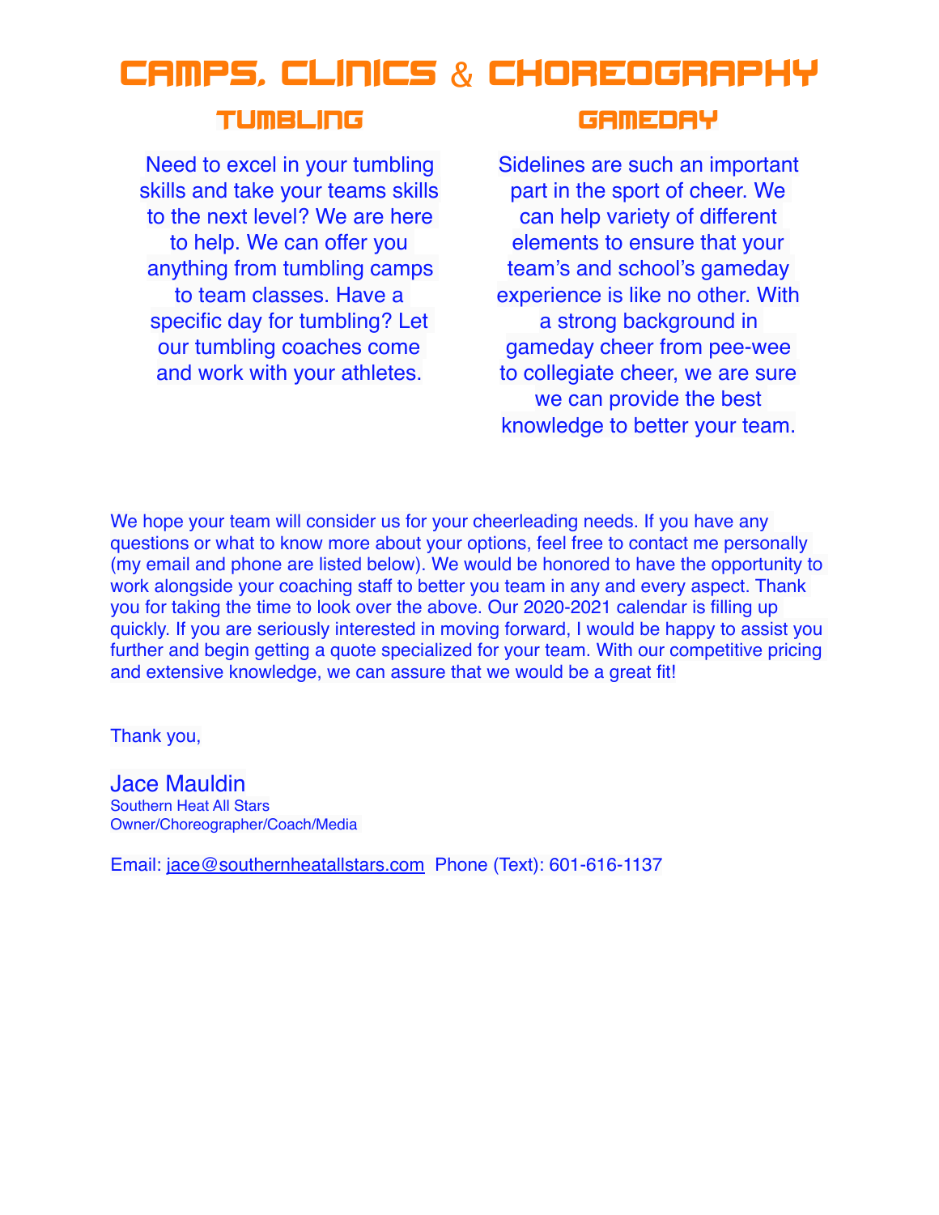# CAMPS, CLINICS & CHOREOGRAPHY

## TUMBLING

Need to excel in your tumbling skills and take your teams skills to the next level? We are here to help. We can offer you anything from tumbling camps to team classes. Have a specific day for tumbling? Let our tumbling coaches come and work with your athletes.

## GAMEDAY

Sidelines are such an important part in the sport of cheer. We can help variety of different elements to ensure that your team's and school's gameday experience is like no other. With a strong background in gameday cheer from pee-wee to collegiate cheer, we are sure we can provide the best knowledge to better your team.

We hope your team will consider us for your cheerleading needs. If you have any questions or what to know more about your options, feel free to contact me personally (my email and phone are listed below). We would be honored to have the opportunity to work alongside your coaching staff to better you team in any and every aspect. Thank you for taking the time to look over the above. Our 2020-2021 calendar is filling up quickly. If you are seriously interested in moving forward, I would be happy to assist you further and begin getting a quote specialized for your team. With our competitive pricing and extensive knowledge, we can assure that we would be a great fit!

Thank you,

Jace Mauldin
Southern Heat All Stars
Owner/Choreographer/Coach/Media

Email: jace@southernheatallstars.com Phone (Text): 601-616-1137